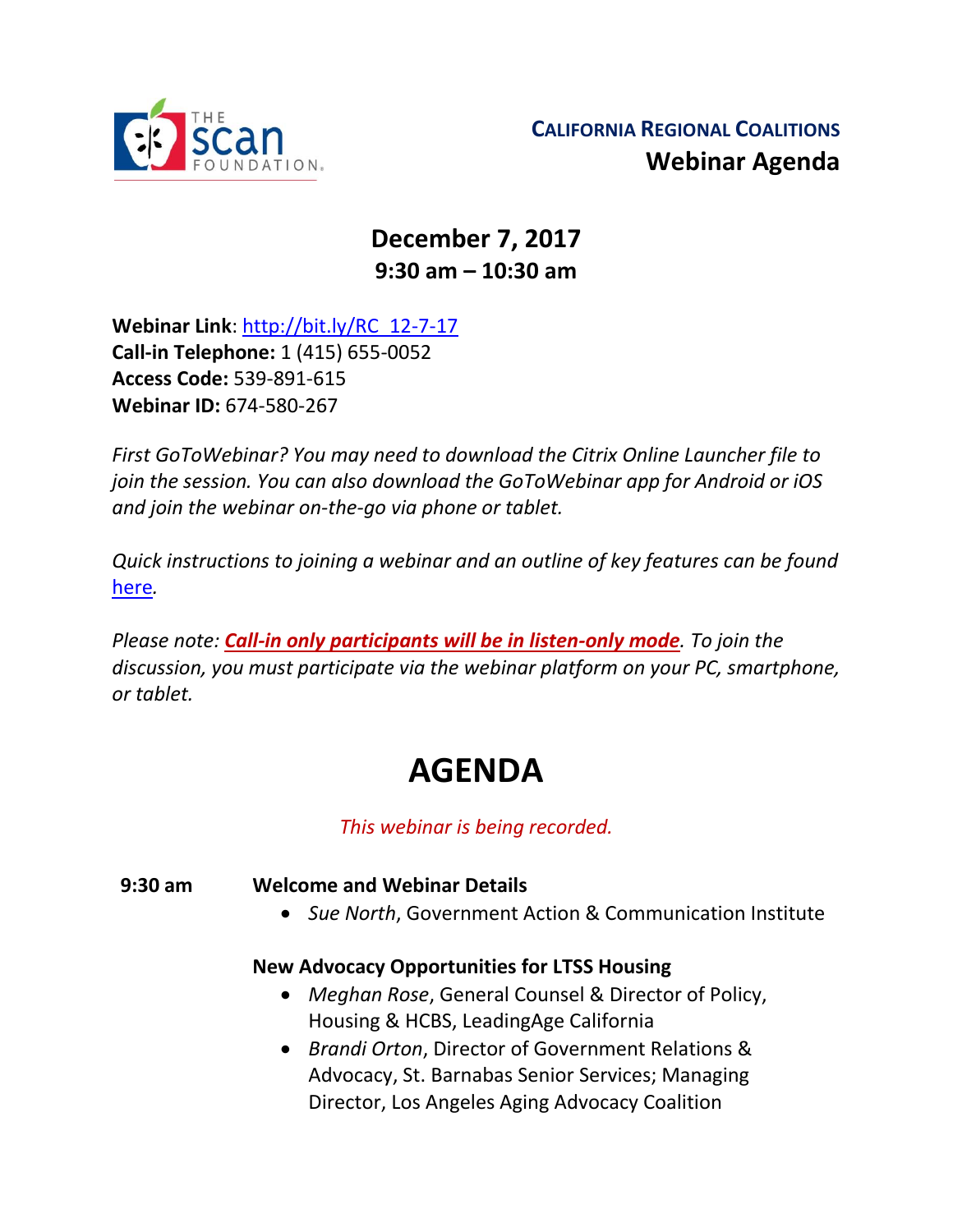**CALIFORNIA REGIONAL COALITIONS**

**Webinar Agenda**

## December 7, 2017
## 9:30 am – 10:30 am

**Webinar Link**: http://bit.ly/RC_12-7-17
**Call-in Telephone:** 1 (415) 655-0052
**Access Code:** 539-891-615
**Webinar ID:** 674-580-267

*First GoToWebinar? You may need to download the Citrix Online Launcher file to join the session. You can also download the GoToWebinar app for Android or iOS and join the webinar on-the-go via phone or tablet.*

*Quick instructions to joining a webinar and an outline of key features can be found here.*

*Please note: **Call-in only participants will be in listen-only mode**. To join the discussion, you must participate via the webinar platform on your PC, smartphone, or tablet.*

# AGENDA

*This webinar is being recorded.*

**9:30 am** **Welcome and Webinar Details**

- *Sue North*, Government Action & Communication Institute

**New Advocacy Opportunities for LTSS Housing**

- *Meghan Rose*, General Counsel & Director of Policy, Housing & HCBS, LeadingAge California
- *Brandi Orton*, Director of Government Relations & Advocacy, St. Barnabas Senior Services; Managing Director, Los Angeles Aging Advocacy Coalition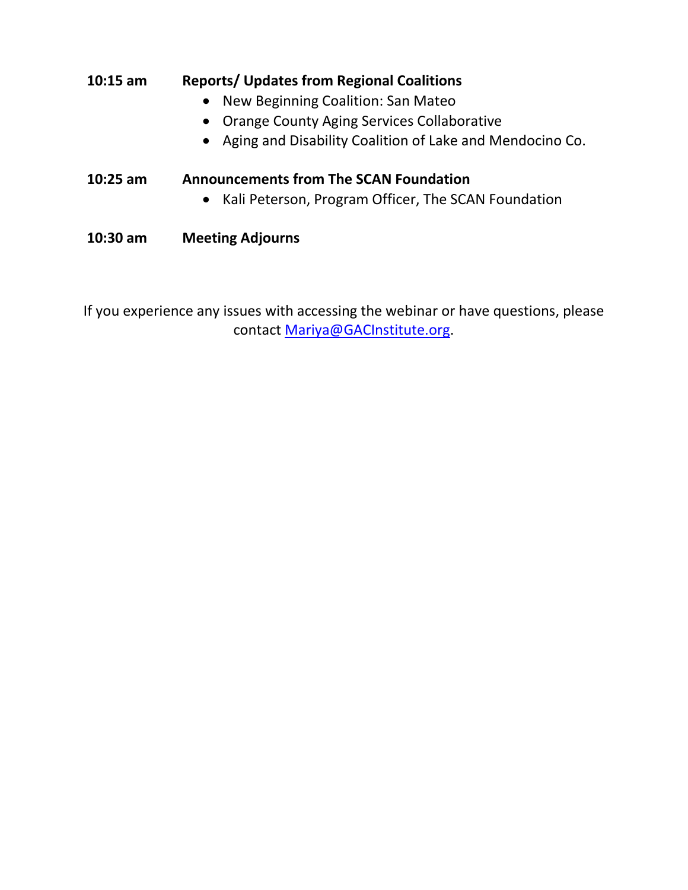**10:15 am** **Reports/ Updates from Regional Coalitions**

- New Beginning Coalition: San Mateo
- Orange County Aging Services Collaborative
- Aging and Disability Coalition of Lake and Mendocino Co.

**10:25 am** **Announcements from The SCAN Foundation**

- Kali Peterson, Program Officer, The SCAN Foundation

**10:30 am** **Meeting Adjourns**

If you experience any issues with accessing the webinar or have questions, please contact Mariya@GACInstitute.org.